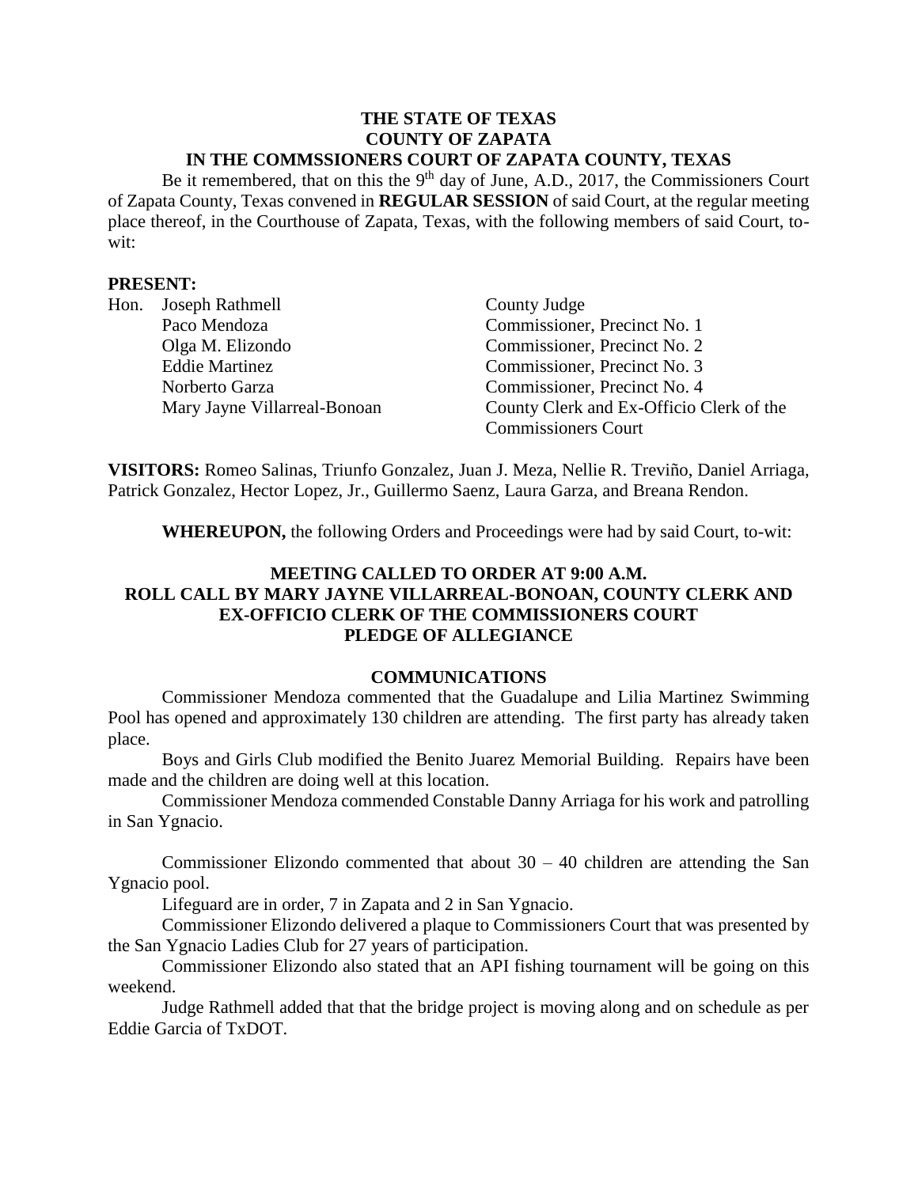**THE STATE OF TEXAS**
**COUNTY OF ZAPATA**
**IN THE COMMSSIONERS COURT OF ZAPATA COUNTY, TEXAS**

Be it remembered, that on this the 9th day of June, A.D., 2017, the Commissioners Court of Zapata County, Texas convened in **REGULAR SESSION** of said Court, at the regular meeting place thereof, in the Courthouse of Zapata, Texas, with the following members of said Court, to-wit:

**PRESENT:**

| | | |
|---|---|---|
| Hon. | Joseph Rathmell | County Judge |
| | Paco Mendoza | Commissioner, Precinct No. 1 |
| | Olga M. Elizondo | Commissioner, Precinct No. 2 |
| | Eddie Martinez | Commissioner, Precinct No. 3 |
| | Norberto Garza | Commissioner, Precinct No. 4 |
| | Mary Jayne Villarreal-Bonoan | County Clerk and Ex-Officio Clerk of the Commissioners Court |

**VISITORS:** Romeo Salinas, Triunfo Gonzalez, Juan J. Meza, Nellie R. Treviño, Daniel Arriaga, Patrick Gonzalez, Hector Lopez, Jr., Guillermo Saenz, Laura Garza, and Breana Rendon.

**WHEREUPON,** the following Orders and Proceedings were had by said Court, to-wit:

**MEETING CALLED TO ORDER AT 9:00 A.M.**
**ROLL CALL BY MARY JAYNE VILLARREAL-BONOAN, COUNTY CLERK AND EX-OFFICIO CLERK OF THE COMMISSIONERS COURT**
**PLEDGE OF ALLEGIANCE**

**COMMUNICATIONS**

Commissioner Mendoza commented that the Guadalupe and Lilia Martinez Swimming Pool has opened and approximately 130 children are attending. The first party has already taken place.

Boys and Girls Club modified the Benito Juarez Memorial Building. Repairs have been made and the children are doing well at this location.

Commissioner Mendoza commended Constable Danny Arriaga for his work and patrolling in San Ygnacio.

Commissioner Elizondo commented that about 30 – 40 children are attending the San Ygnacio pool.

Lifeguard are in order, 7 in Zapata and 2 in San Ygnacio.

Commissioner Elizondo delivered a plaque to Commissioners Court that was presented by the San Ygnacio Ladies Club for 27 years of participation.

Commissioner Elizondo also stated that an API fishing tournament will be going on this weekend.

Judge Rathmell added that that the bridge project is moving along and on schedule as per Eddie Garcia of TxDOT.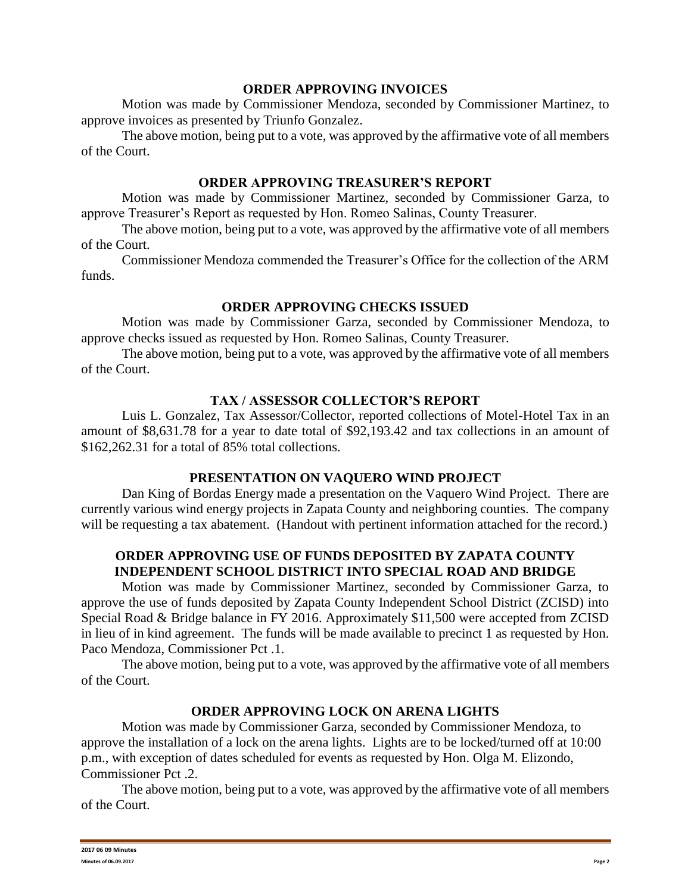## ORDER APPROVING INVOICES

Motion was made by Commissioner Mendoza, seconded by Commissioner Martinez, to approve invoices as presented by Triunfo Gonzalez.

The above motion, being put to a vote, was approved by the affirmative vote of all members of the Court.

## ORDER APPROVING TREASURER'S REPORT

Motion was made by Commissioner Martinez, seconded by Commissioner Garza, to approve Treasurer's Report as requested by Hon. Romeo Salinas, County Treasurer.

The above motion, being put to a vote, was approved by the affirmative vote of all members of the Court.

Commissioner Mendoza commended the Treasurer's Office for the collection of the ARM funds.

## ORDER APPROVING CHECKS ISSUED

Motion was made by Commissioner Garza, seconded by Commissioner Mendoza, to approve checks issued as requested by Hon. Romeo Salinas, County Treasurer.

The above motion, being put to a vote, was approved by the affirmative vote of all members of the Court.

## TAX / ASSESSOR COLLECTOR'S REPORT

Luis L. Gonzalez, Tax Assessor/Collector, reported collections of Motel-Hotel Tax in an amount of $8,631.78 for a year to date total of $92,193.42 and tax collections in an amount of $162,262.31 for a total of 85% total collections.

## PRESENTATION ON VAQUERO WIND PROJECT

Dan King of Bordas Energy made a presentation on the Vaquero Wind Project. There are currently various wind energy projects in Zapata County and neighboring counties. The company will be requesting a tax abatement. (Handout with pertinent information attached for the record.)

## ORDER APPROVING USE OF FUNDS DEPOSITED BY ZAPATA COUNTY INDEPENDENT SCHOOL DISTRICT INTO SPECIAL ROAD AND BRIDGE

Motion was made by Commissioner Martinez, seconded by Commissioner Garza, to approve the use of funds deposited by Zapata County Independent School District (ZCISD) into Special Road & Bridge balance in FY 2016. Approximately $11,500 were accepted from ZCISD in lieu of in kind agreement. The funds will be made available to precinct 1 as requested by Hon. Paco Mendoza, Commissioner Pct .1.

The above motion, being put to a vote, was approved by the affirmative vote of all members of the Court.

## ORDER APPROVING LOCK ON ARENA LIGHTS

Motion was made by Commissioner Garza, seconded by Commissioner Mendoza, to approve the installation of a lock on the arena lights. Lights are to be locked/turned off at 10:00 p.m., with exception of dates scheduled for events as requested by Hon. Olga M. Elizondo, Commissioner Pct .2.

The above motion, being put to a vote, was approved by the affirmative vote of all members of the Court.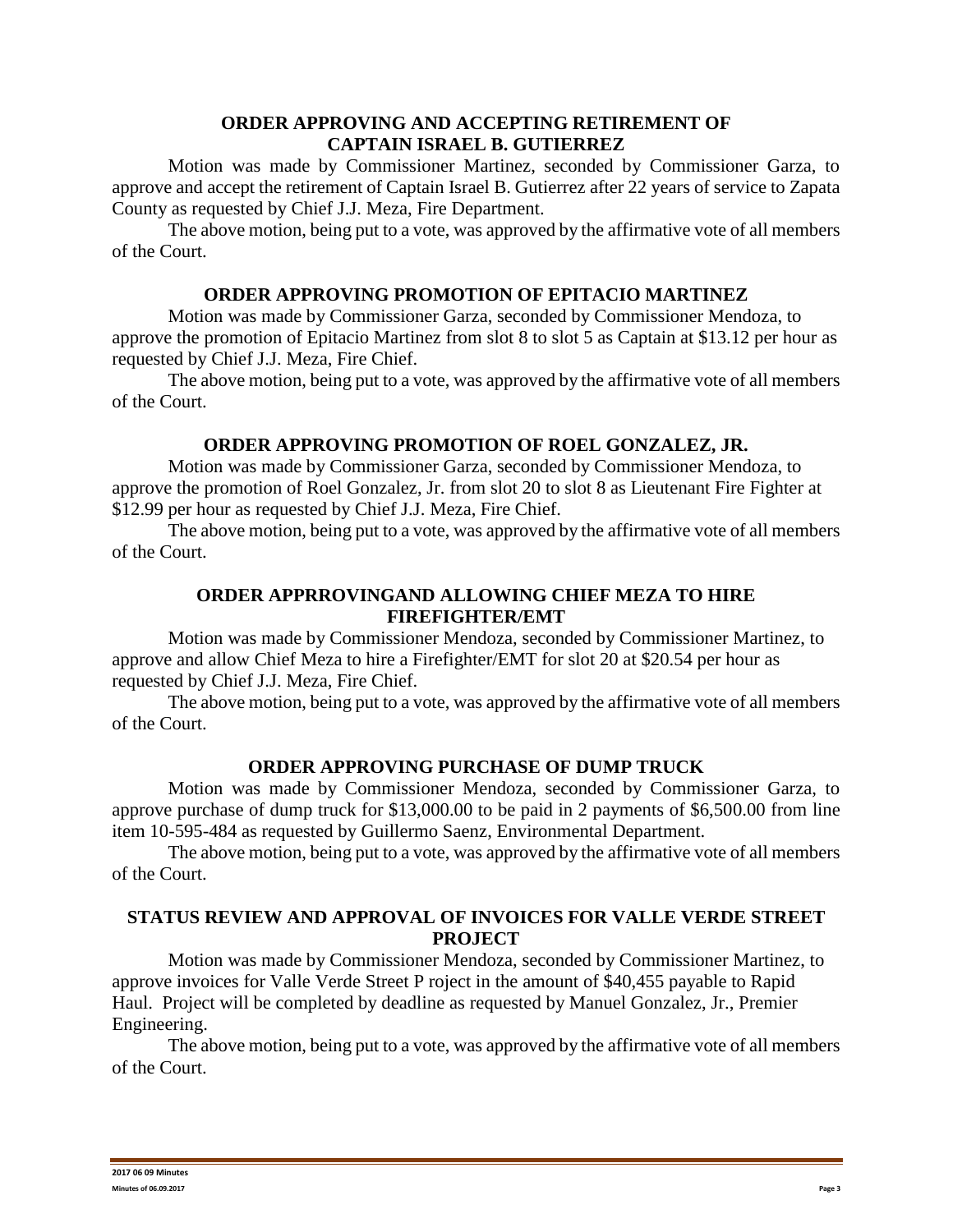## ORDER APPROVING AND ACCEPTING RETIREMENT OF CAPTAIN ISRAEL B. GUTIERREZ

Motion was made by Commissioner Martinez, seconded by Commissioner Garza, to approve and accept the retirement of Captain Israel B. Gutierrez after 22 years of service to Zapata County as requested by Chief J.J. Meza, Fire Department.

The above motion, being put to a vote, was approved by the affirmative vote of all members of the Court.

## ORDER APPROVING PROMOTION OF EPITACIO MARTINEZ

Motion was made by Commissioner Garza, seconded by Commissioner Mendoza, to approve the promotion of Epitacio Martinez from slot 8 to slot 5 as Captain at $13.12 per hour as requested by Chief J.J. Meza, Fire Chief.

The above motion, being put to a vote, was approved by the affirmative vote of all members of the Court.

## ORDER APPROVING PROMOTION OF ROEL GONZALEZ, JR.

Motion was made by Commissioner Garza, seconded by Commissioner Mendoza, to approve the promotion of Roel Gonzalez, Jr. from slot 20 to slot 8 as Lieutenant Fire Fighter at $12.99 per hour as requested by Chief J.J. Meza, Fire Chief.

The above motion, being put to a vote, was approved by the affirmative vote of all members of the Court.

## ORDER APPRROVINGAND ALLOWING CHIEF MEZA TO HIRE FIREFIGHTER/EMT

Motion was made by Commissioner Mendoza, seconded by Commissioner Martinez, to approve and allow Chief Meza to hire a Firefighter/EMT for slot 20 at $20.54 per hour as requested by Chief J.J. Meza, Fire Chief.

The above motion, being put to a vote, was approved by the affirmative vote of all members of the Court.

## ORDER APPROVING PURCHASE OF DUMP TRUCK

Motion was made by Commissioner Mendoza, seconded by Commissioner Garza, to approve purchase of dump truck for $13,000.00 to be paid in 2 payments of $6,500.00 from line item 10-595-484 as requested by Guillermo Saenz, Environmental Department.

The above motion, being put to a vote, was approved by the affirmative vote of all members of the Court.

## STATUS REVIEW AND APPROVAL OF INVOICES FOR VALLE VERDE STREET PROJECT

Motion was made by Commissioner Mendoza, seconded by Commissioner Martinez, to approve invoices for Valle Verde Street P roject in the amount of $40,455 payable to Rapid Haul. Project will be completed by deadline as requested by Manuel Gonzalez, Jr., Premier Engineering.

The above motion, being put to a vote, was approved by the affirmative vote of all members of the Court.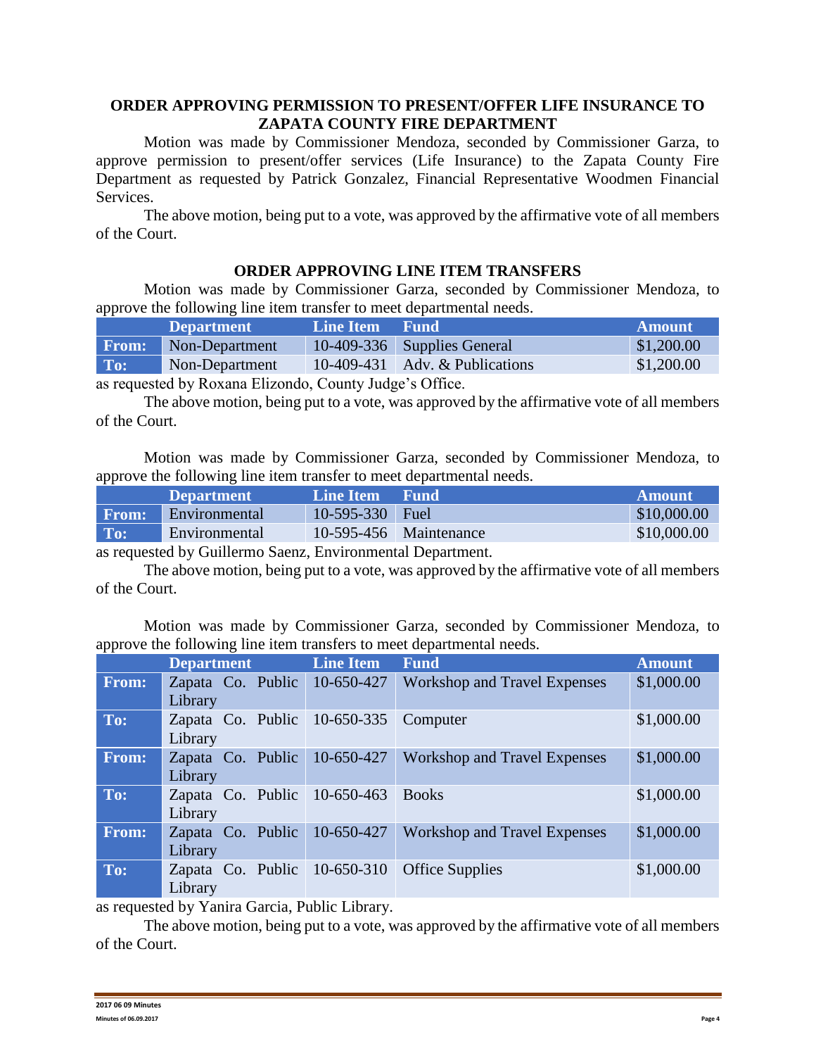**ORDER APPROVING PERMISSION TO PRESENT/OFFER LIFE INSURANCE TO ZAPATA COUNTY FIRE DEPARTMENT**

Motion was made by Commissioner Mendoza, seconded by Commissioner Garza, to approve permission to present/offer services (Life Insurance) to the Zapata County Fire Department as requested by Patrick Gonzalez, Financial Representative Woodmen Financial Services.

The above motion, being put to a vote, was approved by the affirmative vote of all members of the Court.

**ORDER APPROVING LINE ITEM TRANSFERS**

Motion was made by Commissioner Garza, seconded by Commissioner Mendoza, to approve the following line item transfer to meet departmental needs.

| | Department | Line Item | Fund | Amount |
|---|---|---|---|---|
| **From:** | Non-Department | 10-409-336 | Supplies General | $1,200.00 |
| **To:** | Non-Department | 10-409-431 | Adv. & Publications | $1,200.00 |

as requested by Roxana Elizondo, County Judge's Office.

The above motion, being put to a vote, was approved by the affirmative vote of all members of the Court.

Motion was made by Commissioner Garza, seconded by Commissioner Mendoza, to approve the following line item transfer to meet departmental needs.

| | Department | Line Item | Fund | Amount |
|---|---|---|---|---|
| **From:** | Environmental | 10-595-330 | Fuel | $10,000.00 |
| **To:** | Environmental | 10-595-456 | Maintenance | $10,000.00 |

as requested by Guillermo Saenz, Environmental Department.

The above motion, being put to a vote, was approved by the affirmative vote of all members of the Court.

Motion was made by Commissioner Garza, seconded by Commissioner Mendoza, to approve the following line item transfers to meet departmental needs.

| | Department | Line Item | Fund | Amount |
|---|---|---|---|---|
| **From:** | Zapata Co. Public Library | 10-650-427 | Workshop and Travel Expenses | $1,000.00 |
| **To:** | Zapata Co. Public Library | 10-650-335 | Computer | $1,000.00 |
| **From:** | Zapata Co. Public Library | 10-650-427 | Workshop and Travel Expenses | $1,000.00 |
| **To:** | Zapata Co. Public Library | 10-650-463 | Books | $1,000.00 |
| **From:** | Zapata Co. Public Library | 10-650-427 | Workshop and Travel Expenses | $1,000.00 |
| **To:** | Zapata Co. Public Library | 10-650-310 | Office Supplies | $1,000.00 |

as requested by Yanira Garcia, Public Library.

The above motion, being put to a vote, was approved by the affirmative vote of all members of the Court.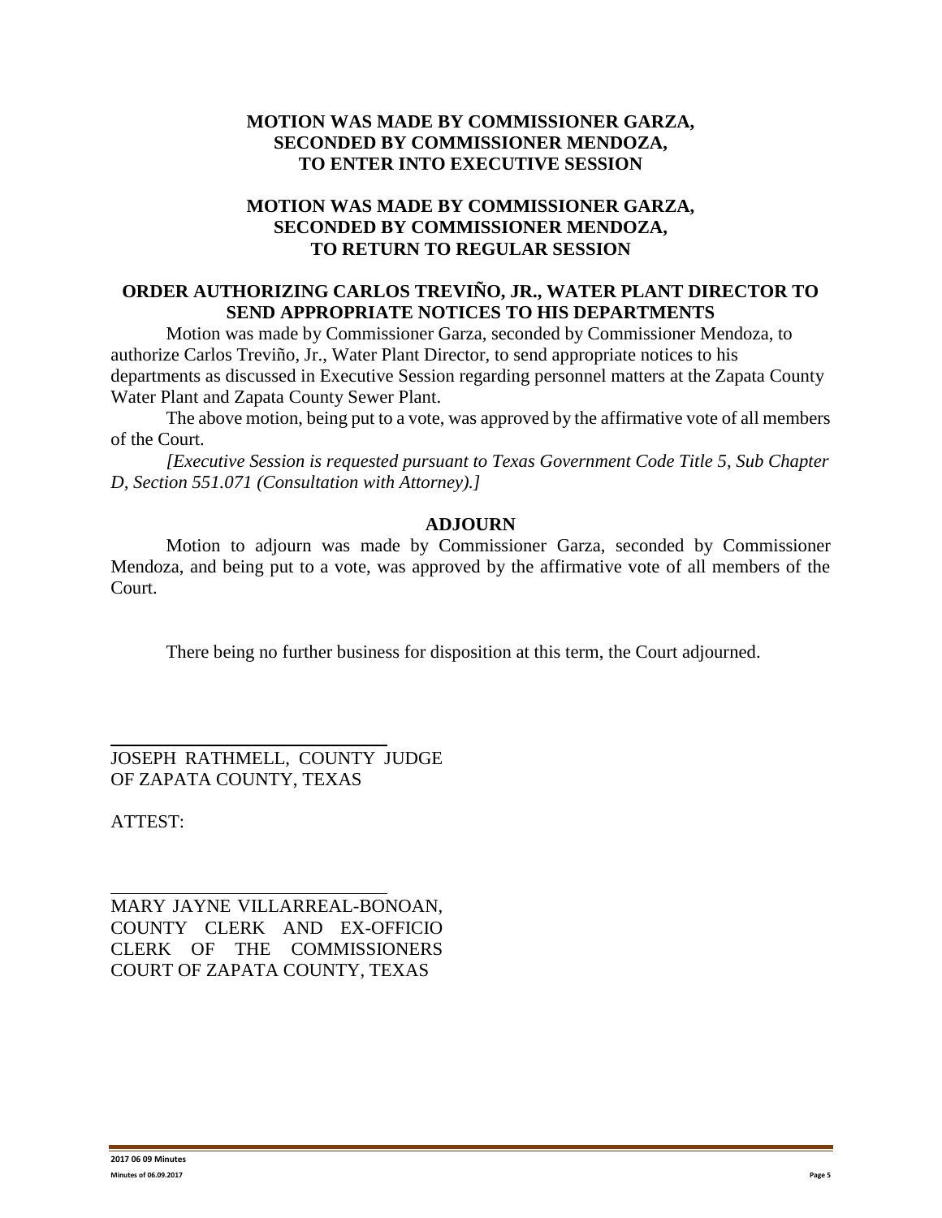**MOTION WAS MADE BY COMMISSIONER GARZA,
SECONDED BY COMMISSIONER MENDOZA,
TO ENTER INTO EXECUTIVE SESSION**

**MOTION WAS MADE BY COMMISSIONER GARZA,
SECONDED BY COMMISSIONER MENDOZA,
TO RETURN TO REGULAR SESSION**

**ORDER AUTHORIZING CARLOS TREVIÑO, JR., WATER PLANT DIRECTOR TO SEND APPROPRIATE NOTICES TO HIS DEPARTMENTS**

Motion was made by Commissioner Garza, seconded by Commissioner Mendoza, to authorize Carlos Treviño, Jr., Water Plant Director, to send appropriate notices to his departments as discussed in Executive Session regarding personnel matters at the Zapata County Water Plant and Zapata County Sewer Plant.

The above motion, being put to a vote, was approved by the affirmative vote of all members of the Court.

*[Executive Session is requested pursuant to Texas Government Code Title 5, Sub Chapter D, Section 551.071 (Consultation with Attorney).]*

**ADJOURN**

Motion to adjourn was made by Commissioner Garza, seconded by Commissioner Mendoza, and being put to a vote, was approved by the affirmative vote of all members of the Court.

There being no further business for disposition at this term, the Court adjourned.

JOSEPH RATHMELL, COUNTY JUDGE
OF ZAPATA COUNTY, TEXAS

ATTEST:

MARY JAYNE VILLARREAL-BONOAN,
COUNTY CLERK AND EX-OFFICIO
CLERK OF THE COMMISSIONERS
COURT OF ZAPATA COUNTY, TEXAS